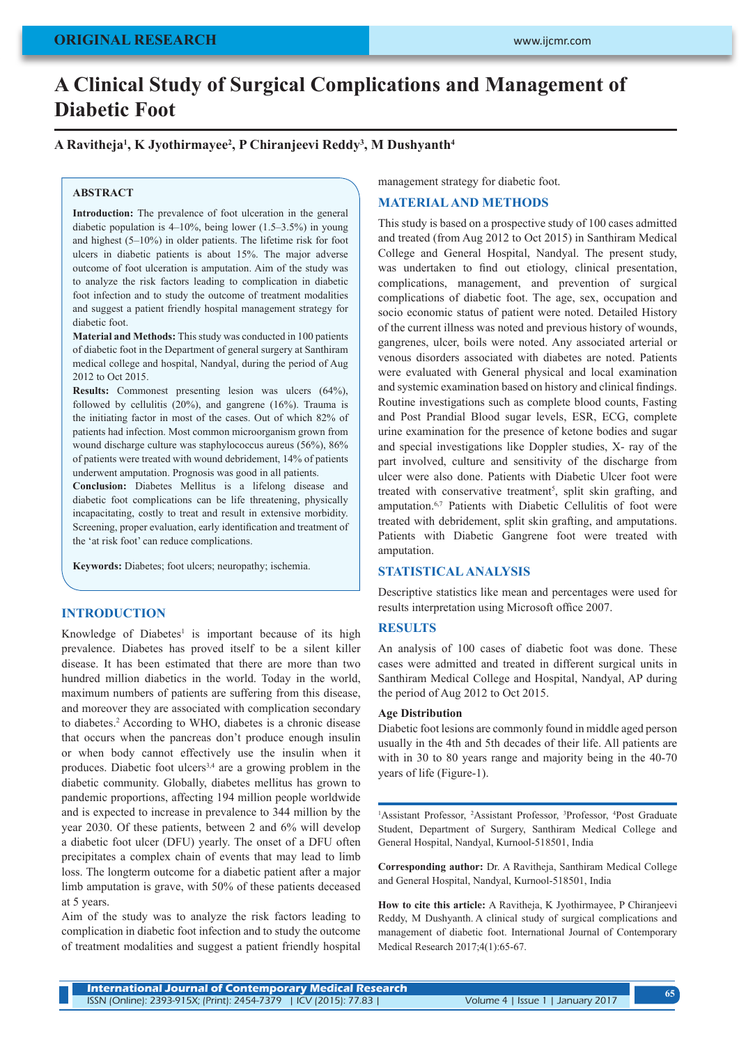ORIGINAL RESEARCH

# A Clinical Study of Surgical Complications and Management of Diabetic Foot

**A Ravitheja[1], K Jyothirmayee[2], P Chiranjeevi Reddy[3], M Dushyanth[4]**

## ABSTRACT

**Introduction:** The prevalence of foot ulceration in the general diabetic population is 4–10%, being lower (1.5–3.5%) in young and highest (5–10%) in older patients. The lifetime risk for foot ulcers in diabetic patients is about 15%. The major adverse outcome of foot ulceration is amputation. Aim of the study was to analyze the risk factors leading to complication in diabetic foot infection and to study the outcome of treatment modalities and suggest a patient friendly hospital management strategy for diabetic foot.

**Material and Methods:** This study was conducted in 100 patients of diabetic foot in the Department of general surgery at Santhiram medical college and hospital, Nandyal, during the period of Aug 2012 to Oct 2015.

**Results:** Commonest presenting lesion was ulcers (64%), followed by cellulitis (20%), and gangrene (16%). Trauma is the initiating factor in most of the cases. Out of which 82% of patients had infection. Most common microorganism grown from wound discharge culture was staphylococcus aureus (56%), 86% of patients were treated with wound debridement, 14% of patients underwent amputation. Prognosis was good in all patients.

**Conclusion:** Diabetes Mellitus is a lifelong disease and diabetic foot complications can be life threatening, physically incapacitating, costly to treat and result in extensive morbidity. Screening, proper evaluation, early identification and treatment of the 'at risk foot' can reduce complications.

**Keywords:** Diabetes; foot ulcers; neuropathy; ischemia.

## INTRODUCTION

Knowledge of Diabetes[1] is important because of its high prevalence. Diabetes has proved itself to be a silent killer disease. It has been estimated that there are more than two hundred million diabetics in the world. Today in the world, maximum numbers of patients are suffering from this disease, and moreover they are associated with complication secondary to diabetes.[2] According to WHO, diabetes is a chronic disease that occurs when the pancreas don't produce enough insulin or when body cannot effectively use the insulin when it produces. Diabetic foot ulcers[3,4] are a growing problem in the diabetic community. Globally, diabetes mellitus has grown to pandemic proportions, affecting 194 million people worldwide and is expected to increase in prevalence to 344 million by the year 2030. Of these patients, between 2 and 6% will develop a diabetic foot ulcer (DFU) yearly. The onset of a DFU often precipitates a complex chain of events that may lead to limb loss. The longterm outcome for a diabetic patient after a major limb amputation is grave, with 50% of these patients deceased at 5 years.

Aim of the study was to analyze the risk factors leading to complication in diabetic foot infection and to study the outcome of treatment modalities and suggest a patient friendly hospital management strategy for diabetic foot.

## MATERIAL AND METHODS

This study is based on a prospective study of 100 cases admitted and treated (from Aug 2012 to Oct 2015) in Santhiram Medical College and General Hospital, Nandyal. The present study, was undertaken to find out etiology, clinical presentation, complications, management, and prevention of surgical complications of diabetic foot. The age, sex, occupation and socio economic status of patient were noted. Detailed History of the current illness was noted and previous history of wounds, gangrenes, ulcer, boils were noted. Any associated arterial or venous disorders associated with diabetes are noted. Patients were evaluated with General physical and local examination and systemic examination based on history and clinical findings. Routine investigations such as complete blood counts, Fasting and Post Prandial Blood sugar levels, ESR, ECG, complete urine examination for the presence of ketone bodies and sugar and special investigations like Doppler studies, X- ray of the part involved, culture and sensitivity of the discharge from ulcer were also done. Patients with Diabetic Ulcer foot were treated with conservative treatment[5], split skin grafting, and amputation.[6,7] Patients with Diabetic Cellulitis of foot were treated with debridement, split skin grafting, and amputations. Patients with Diabetic Gangrene foot were treated with amputation.

## STATISTICAL ANALYSIS

Descriptive statistics like mean and percentages were used for results interpretation using Microsoft office 2007.

## RESULTS

An analysis of 100 cases of diabetic foot was done. These cases were admitted and treated in different surgical units in Santhiram Medical College and Hospital, Nandyal, AP during the period of Aug 2012 to Oct 2015.

### Age Distribution

Diabetic foot lesions are commonly found in middle aged person usually in the 4th and 5th decades of their life. All patients are with in 30 to 80 years range and majority being in the 40-70 years of life (Figure-1).

---

[1]Assistant Professor, [2]Assistant Professor, [3]Professor, [4]Post Graduate Student, Department of Surgery, Santhiram Medical College and General Hospital, Nandyal, Kurnool-518501, India

**Corresponding author:** Dr. A Ravitheja, Santhiram Medical College and General Hospital, Nandyal, Kurnool-518501, India

**How to cite this article:** A Ravitheja, K Jyothirmayee, P Chiranjeevi Reddy, M Dushyanth. A clinical study of surgical complications and management of diabetic foot. International Journal of Contemporary Medical Research 2017;4(1):65-67.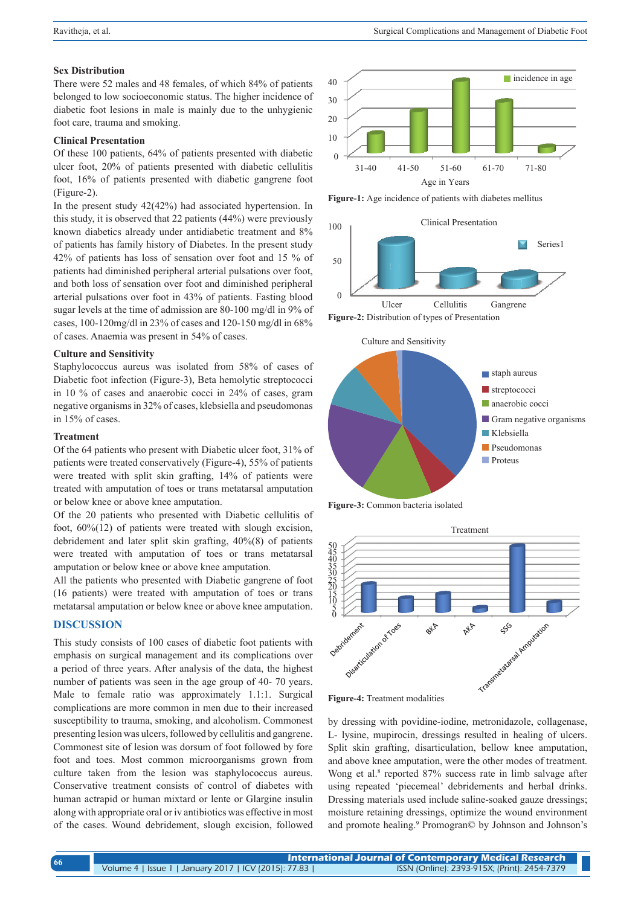### Sex Distribution

There were 52 males and 48 females, of which 84% of patients belonged to low socioeconomic status. The higher incidence of diabetic foot lesions in male is mainly due to the unhygienic foot care, trauma and smoking.

### Clinical Presentation

Of these 100 patients, 64% of patients presented with diabetic ulcer foot, 20% of patients presented with diabetic cellulitis foot, 16% of patients presented with diabetic gangrene foot (Figure-2).

In the present study 42(42%) had associated hypertension. In this study, it is observed that 22 patients (44%) were previously known diabetics already under antidiabetic treatment and 8% of patients has family history of Diabetes. In the present study 42% of patients has loss of sensation over foot and 15 % of patients had diminished peripheral arterial pulsations over foot, and both loss of sensation over foot and diminished peripheral arterial pulsations over foot in 43% of patients. Fasting blood sugar levels at the time of admission are 80-100 mg/dl in 9% of cases, 100-120mg/dl in 23% of cases and 120-150 mg/dl in 68% of cases. Anaemia was present in 54% of cases.

### Culture and Sensitivity

Staphylococcus aureus was isolated from 58% of cases of Diabetic foot infection (Figure-3), Beta hemolytic streptococci in 10 % of cases and anaerobic cocci in 24% of cases, gram negative organisms in 32% of cases, klebsiella and pseudomonas in 15% of cases.

### Treatment

Of the 64 patients who present with Diabetic ulcer foot, 31% of patients were treated conservatively (Figure-4), 55% of patients were treated with split skin grafting, 14% of patients were treated with amputation of toes or trans metatarsal amputation or below knee or above knee amputation.

Of the 20 patients who presented with Diabetic cellulitis of foot, 60%(12) of patients were treated with slough excision, debridement and later split skin grafting, 40%(8) of patients were treated with amputation of toes or trans metatarsal amputation or below knee or above knee amputation.

All the patients who presented with Diabetic gangrene of foot (16 patients) were treated with amputation of toes or trans metatarsal amputation or below knee or above knee amputation.

Figure-1: Age incidence of patients with diabetes mellitus

Figure-2: Distribution of types of Presentation

Figure-3: Common bacteria isolated

Figure-4: Treatment modalities

## DISCUSSION

This study consists of 100 cases of diabetic foot patients with emphasis on surgical management and its complications over a period of three years. After analysis of the data, the highest number of patients was seen in the age group of 40- 70 years. Male to female ratio was approximately 1.1:1. Surgical complications are more common in men due to their increased susceptibility to trauma, smoking, and alcoholism. Commonest presenting lesion was ulcers, followed by cellulitis and gangrene. Commonest site of lesion was dorsum of foot followed by fore foot and toes. Most common microorganisms grown from culture taken from the lesion was staphylococcus aureus. Conservative treatment consists of control of diabetes with human actrapid or human mixtard or lente or Glargine insulin along with appropriate oral or iv antibiotics was effective in most of the cases. Wound debridement, slough excision, followed by dressing with povidine-iodine, metronidazole, collagenase, L- lysine, mupirocin, dressings resulted in healing of ulcers. Split skin grafting, disarticulation, bellow knee amputation, and above knee amputation, were the other modes of treatment. Wong et al.[8] reported 87% success rate in limb salvage after using repeated 'piecemeal' debridements and herbal drinks. Dressing materials used include saline-soaked gauze dressings; moisture retaining dressings, optimize the wound environment and promote healing.[9] Promogran© by Johnson and Johnson's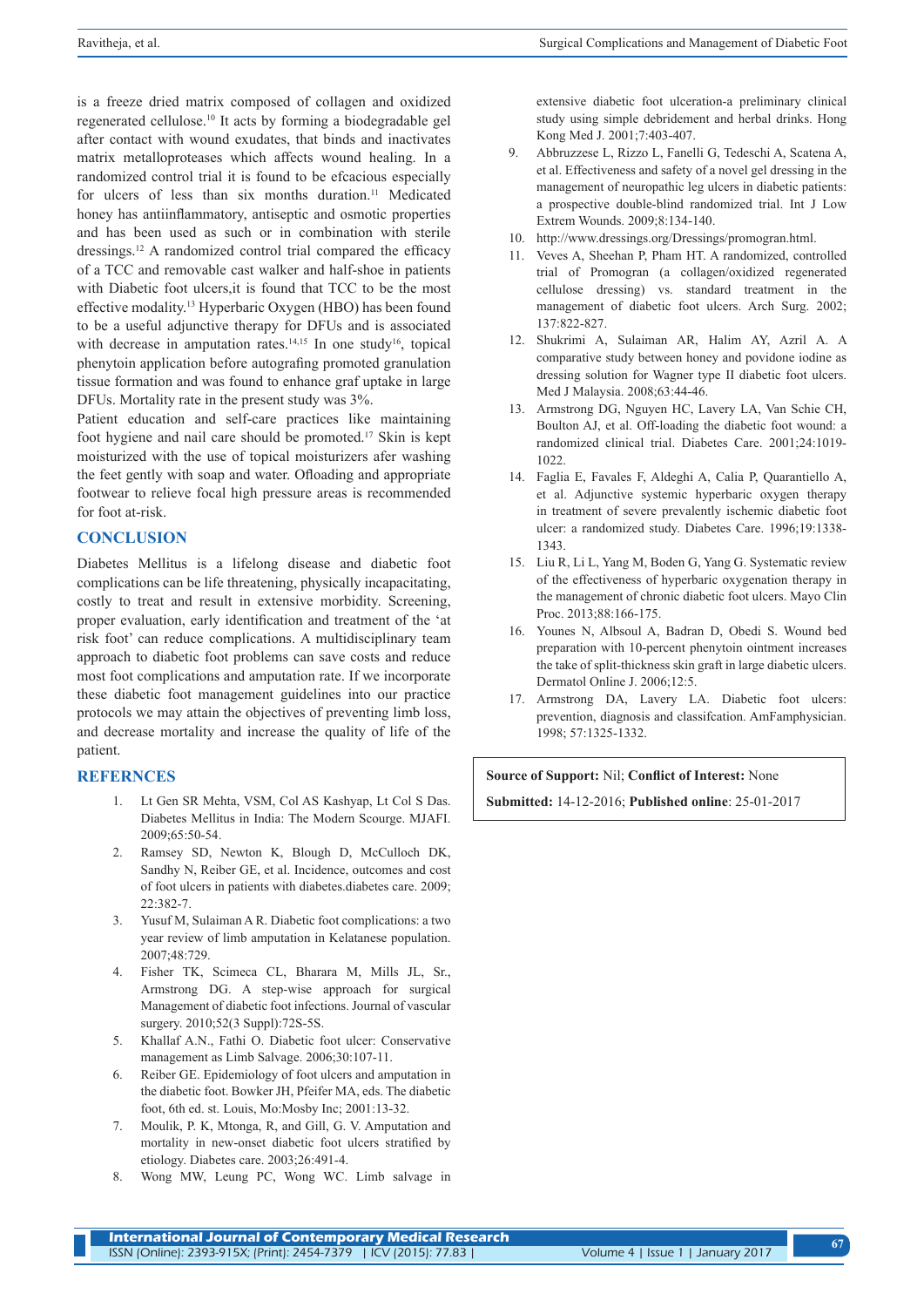is a freeze dried matrix composed of collagen and oxidized regenerated cellulose.[10] It acts by forming a biodegradable gel after contact with wound exudates, that binds and inactivates matrix metalloproteases which affects wound healing. In a randomized control trial it is found to be efcacious especially for ulcers of less than six months duration.[11] Medicated honey has antiinflammatory, antiseptic and osmotic properties and has been used as such or in combination with sterile dressings.[12] A randomized control trial compared the efficacy of a TCC and removable cast walker and half-shoe in patients with Diabetic foot ulcers,it is found that TCC to be the most effective modality.[13] Hyperbaric Oxygen (HBO) has been found to be a useful adjunctive therapy for DFUs and is associated with decrease in amputation rates.[14,15] In one study[16], topical phenytoin application before autografing promoted granulation tissue formation and was found to enhance graf uptake in large DFUs. Mortality rate in the present study was 3%.

Patient education and self-care practices like maintaining foot hygiene and nail care should be promoted.[17] Skin is kept moisturized with the use of topical moisturizers afer washing the feet gently with soap and water. Ofloading and appropriate footwear to relieve focal high pressure areas is recommended for foot at-risk.

## CONCLUSION

Diabetes Mellitus is a lifelong disease and diabetic foot complications can be life threatening, physically incapacitating, costly to treat and result in extensive morbidity. Screening, proper evaluation, early identification and treatment of the 'at risk foot' can reduce complications. A multidisciplinary team approach to diabetic foot problems can save costs and reduce most foot complications and amputation rate. If we incorporate these diabetic foot management guidelines into our practice protocols we may attain the objectives of preventing limb loss, and decrease mortality and increase the quality of life of the patient.

## REFERNCES

1. Lt Gen SR Mehta, VSM, Col AS Kashyap, Lt Col S Das. Diabetes Mellitus in India: The Modern Scourge. MJAFI. 2009;65:50-54.
2. Ramsey SD, Newton K, Blough D, McCulloch DK, Sandhy N, Reiber GE, et al. Incidence, outcomes and cost of foot ulcers in patients with diabetes.diabetes care. 2009; 22:382-7.
3. Yusuf M, Sulaiman A R. Diabetic foot complications: a two year review of limb amputation in Kelatanese population. 2007;48:729.
4. Fisher TK, Scimeca CL, Bharara M, Mills JL, Sr., Armstrong DG. A step-wise approach for surgical Management of diabetic foot infections. Journal of vascular surgery. 2010;52(3 Suppl):72S-5S.
5. Khallaf A.N., Fathi O. Diabetic foot ulcer: Conservative management as Limb Salvage. 2006;30:107-11.
6. Reiber GE. Epidemiology of foot ulcers and amputation in the diabetic foot. Bowker JH, Pfeifer MA, eds. The diabetic foot, 6th ed. st. Louis, Mo:Mosby Inc; 2001:13-32.
7. Moulik, P. K, Mtonga, R, and Gill, G. V. Amputation and mortality in new-onset diabetic foot ulcers stratified by etiology. Diabetes care. 2003;26:491-4.
8. Wong MW, Leung PC, Wong WC. Limb salvage in extensive diabetic foot ulceration-a preliminary clinical study using simple debridement and herbal drinks. Hong Kong Med J. 2001;7:403-407.
9. Abbruzzese L, Rizzo L, Fanelli G, Tedeschi A, Scatena A, et al. Effectiveness and safety of a novel gel dressing in the management of neuropathic leg ulcers in diabetic patients: a prospective double-blind randomized trial. Int J Low Extrem Wounds. 2009;8:134-140.
10. http://www.dressings.org/Dressings/promogran.html.
11. Veves A, Sheehan P, Pham HT. A randomized, controlled trial of Promogran (a collagen/oxidized regenerated cellulose dressing) vs. standard treatment in the management of diabetic foot ulcers. Arch Surg. 2002; 137:822-827.
12. Shukrimi A, Sulaiman AR, Halim AY, Azril A. A comparative study between honey and povidone iodine as dressing solution for Wagner type II diabetic foot ulcers. Med J Malaysia. 2008;63:44-46.
13. Armstrong DG, Nguyen HC, Lavery LA, Van Schie CH, Boulton AJ, et al. Off-loading the diabetic foot wound: a randomized clinical trial. Diabetes Care. 2001;24:1019-1022.
14. Faglia E, Favales F, Aldeghi A, Calia P, Quarantiello A, et al. Adjunctive systemic hyperbaric oxygen therapy in treatment of severe prevalently ischemic diabetic foot ulcer: a randomized study. Diabetes Care. 1996;19:1338-1343.
15. Liu R, Li L, Yang M, Boden G, Yang G. Systematic review of the effectiveness of hyperbaric oxygenation therapy in the management of chronic diabetic foot ulcers. Mayo Clin Proc. 2013;88:166-175.
16. Younes N, Albsoul A, Badran D, Obedi S. Wound bed preparation with 10-percent phenytoin ointment increases the take of split-thickness skin graft in large diabetic ulcers. Dermatol Online J. 2006;12:5.
17. Armstrong DA, Lavery LA. Diabetic foot ulcers: prevention, diagnosis and classifcation. AmFamphysician. 1998; 57:1325-1332.

**Source of Support:** Nil; **Conflict of Interest:** None

**Submitted:** 14-12-2016; **Published online**: 25-01-2017